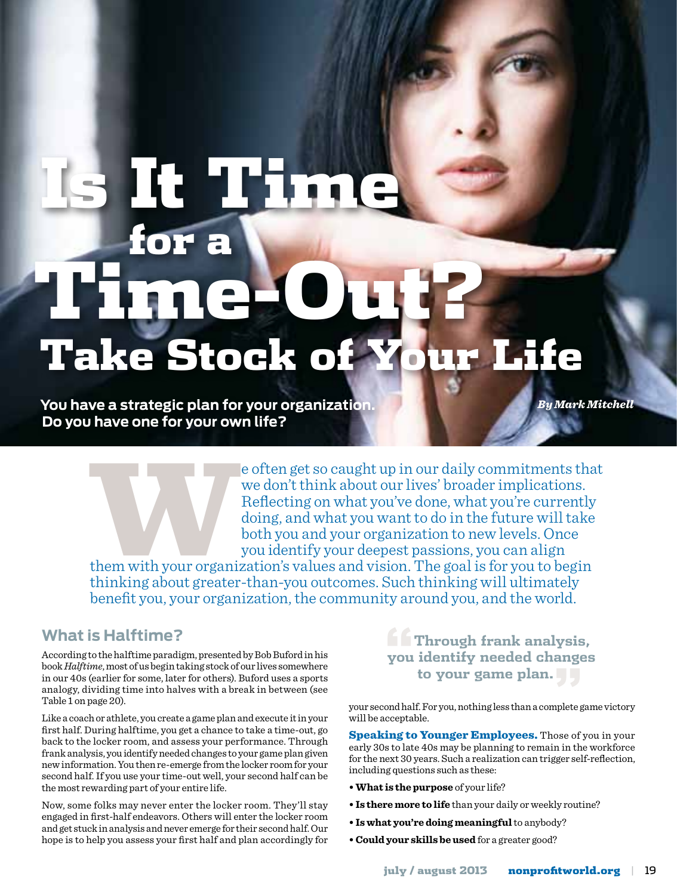# Is It Time for a Time-Out? Take Stock of Your Life

**You have a strategic plan for your organization. Do you have one for your own life?**

*By Mark Mitchell*

We often get so caught up in our daily commitments that we don't think about our lives' broader implications. Reflecting on what you've done, what you're currently doing, and what you want to do in the future will take both you and your organization to new levels. Once you identify your deepest passions, you can align them with your organization's values and vision. The goal is for you to begin thinking about greater-than-you outcomes. Such thinking will ultimately benefit you, your organization, the community around you, and the world.

## What is Halftime?

According to the halftime paradigm, presented by Bob Buford in his book *Halftime*, most of us begin taking stock of our lives somewhere in our 40s (earlier for some, later for others). Buford uses a sports analogy, dividing time into halves with a break in between (see Table 1 on page 20).

Like a coach or athlete, you create a game plan and execute it in your first half. During halftime, you get a chance to take a time-out, go back to the locker room, and assess your performance. Through frank analysis, you identify needed changes to your game plan given new information. You then re-emerge from the locker room for your second half. If you use your time-out well, your second half can be the most rewarding part of your entire life.

Now, some folks may never enter the locker room. They'll stay engaged in first-half endeavors. Others will enter the locker room and get stuck in analysis and never emerge for their second half. Our hope is to help you assess your first half and plan accordingly for your second half. For you, nothing less than a complete game victory will be acceptable.

> "Through frank analysis, you identify needed changes to your game plan."

**Speaking to Younger Employees.** Those of you in your early 30s to late 40s may be planning to remain in the workforce for the next 30 years. Such a realization can trigger self-reflection, including questions such as these:

- **What is the purpose** of your life?
- **Is there more to life** than your daily or weekly routine?
- **Is what you're doing meaningful** to anybody?
- **Could your skills be used** for a greater good?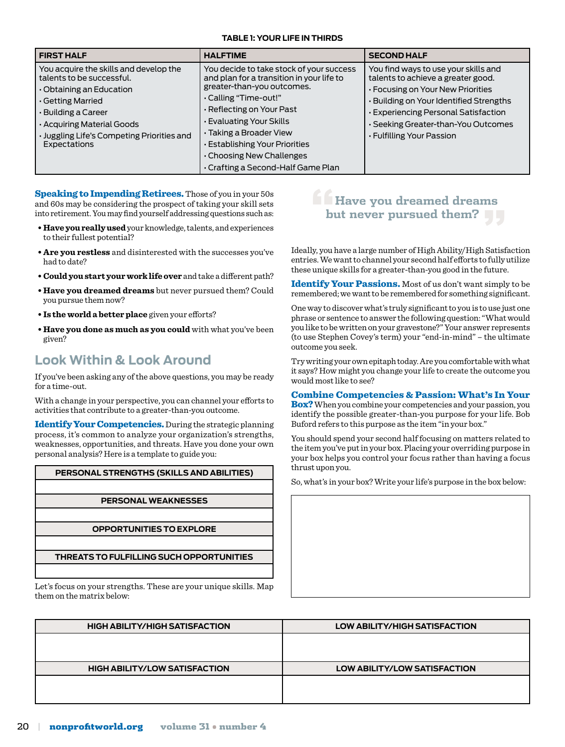**TABLE 1: YOUR LIFE IN THIRDS**

| FIRST HALF | HALFTIME | SECOND HALF |
|---|---|---|
| You acquire the skills and develop the talents to be successful.<br>· Obtaining an Education<br>· Getting Married<br>· Building a Career<br>· Acquiring Material Goods<br>· Juggling Life's Competing Priorities and Expectations | You decide to take stock of your success and plan for a transition in your life to greater-than-you outcomes.<br>· Calling "Time-out!"<br>· Reflecting on Your Past<br>· Evaluating Your Skills<br>· Taking a Broader View<br>· Establishing Your Priorities<br>· Choosing New Challenges<br>· Crafting a Second-Half Game Plan | You find ways to use your skills and talents to achieve a greater good.<br>· Focusing on Your New Priorities<br>· Building on Your Identified Strengths<br>· Experiencing Personal Satisfaction<br>· Seeking Greater-than-You Outcomes<br>· Fulfilling Your Passion |

**Speaking to Impending Retirees.** Those of you in your 50s and 60s may be considering the prospect of taking your skill sets into retirement. You may find yourself addressing questions such as:

- **Have you really used** your knowledge, talents, and experiences to their fullest potential?
- **Are you restless** and disinterested with the successes you've had to date?
- **Could you start your work life over** and take a different path?
- **Have you dreamed dreams** but never pursued them? Could you pursue them now?
- **Is the world a better place** given your efforts?
- **Have you done as much as you could** with what you've been given?

## Look Within & Look Around

If you've been asking any of the above questions, you may be ready for a time-out.

With a change in your perspective, you can channel your efforts to activities that contribute to a greater-than-you outcome.

**Identify Your Competencies.** During the strategic planning process, it's common to analyze your organization's strengths, weaknesses, opportunities, and threats. Have you done your own personal analysis? Here is a template to guide you:

| PERSONAL STRENGTHS (SKILLS AND ABILITIES) |
|---|
| |
| **PERSONAL WEAKNESSES** |
| |
| **OPPORTUNITIES TO EXPLORE** |
| |
| **THREATS TO FULFILLING SUCH OPPORTUNITIES** |
| |

Let's focus on your strengths. These are your unique skills. Map them on the matrix below:

| HIGH ABILITY/HIGH SATISFACTION | LOW ABILITY/HIGH SATISFACTION |
|---|---|
| | |
| **HIGH ABILITY/LOW SATISFACTION** | **LOW ABILITY/LOW SATISFACTION** |
| | |

> "Have you dreamed dreams but never pursued them?"

Ideally, you have a large number of High Ability/High Satisfaction entries. We want to channel your second half efforts to fully utilize these unique skills for a greater-than-you good in the future.

**Identify Your Passions.** Most of us don't want simply to be remembered; we want to be remembered for something significant.

One way to discover what's truly significant to you is to use just one phrase or sentence to answer the following question: "What would you like to be written on your gravestone?" Your answer represents (to use Stephen Covey's term) your "end-in-mind" – the ultimate outcome you seek.

Try writing your own epitaph today. Are you comfortable with what it says? How might you change your life to create the outcome you would most like to see?

**Combine Competencies & Passion: What's In Your Box?** When you combine your competencies and your passion, you identify the possible greater-than-you purpose for your life. Bob Buford refers to this purpose as the item "in your box."

You should spend your second half focusing on matters related to the item you've put in your box. Placing your overriding purpose in your box helps you control your focus rather than having a focus thrust upon you.

So, what's in your box? Write your life's purpose in the box below:

| |
|---|
| |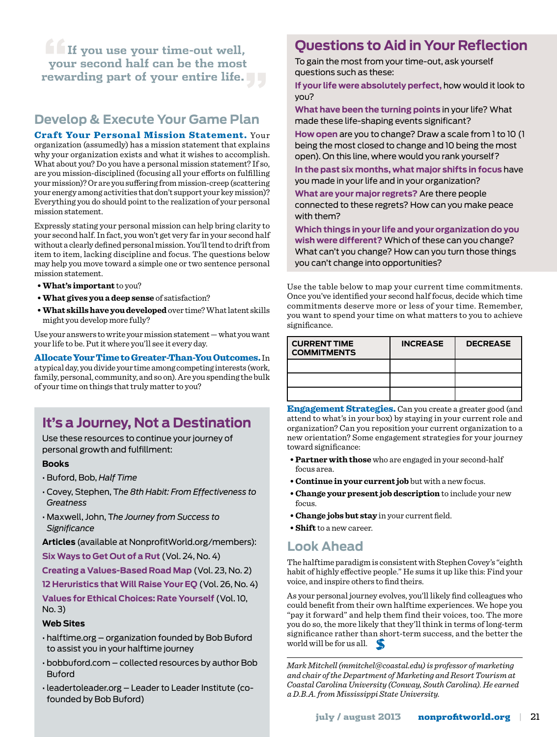> If you use your time-out well, your second half can be the most rewarding part of your entire life.

## Develop & Execute Your Game Plan

**Craft Your Personal Mission Statement.** Your organization (assumedly) has a mission statement that explains why your organization exists and what it wishes to accomplish. What about you? Do you have a personal mission statement? If so, are you mission-disciplined (focusing all your efforts on fulfilling your mission)? Or are you suffering from mission-creep (scattering your energy among activities that don't support your key mission)? Everything you do should point to the realization of your personal mission statement.

Expressly stating your personal mission can help bring clarity to your second half. In fact, you won't get very far in your second half without a clearly defined personal mission. You'll tend to drift from item to item, lacking discipline and focus. The questions below may help you move toward a simple one or two sentence personal mission statement.

- **What's important** to you?
- **What gives you a deep sense** of satisfaction?
- **What skills have you developed** over time? What latent skills might you develop more fully?

Use your answers to write your mission statement — what you want your life to be. Put it where you'll see it every day.

**Allocate Your Time to Greater-Than-You Outcomes.** In a typical day, you divide your time among competing interests (work, family, personal, community, and so on). Are you spending the bulk of your time on things that truly matter to you?

## It's a Journey, Not a Destination

Use these resources to continue your journey of personal growth and fulfillment:

**Books**

- Buford, Bob, *Half Time*
- Covey, Stephen, *The 8th Habit: From Effectiveness to Greatness*
- Maxwell, John, *The Journey from Success to Significance*

**Articles** (available at NonprofitWorld.org/members):

**Six Ways to Get Out of a Rut** (Vol. 24, No. 4)

**Creating a Values-Based Road Map** (Vol. 23, No. 2)

**12 Heruristics that Will Raise Your EQ** (Vol. 26, No. 4)

**Values for Ethical Choices: Rate Yourself** (Vol. 10, No. 3)

**Web Sites**

- halftime.org – organization founded by Bob Buford to assist you in your halftime journey
- bobbuford.com – collected resources by author Bob Buford
- leadertoleader.org – Leader to Leader Institute (co-founded by Bob Buford)

## Questions to Aid in Your Reflection

To gain the most from your time-out, ask yourself questions such as these:

**If your life were absolutely perfect,** how would it look to you?

**What have been the turning points** in your life? What made these life-shaping events significant?

**How open** are you to change? Draw a scale from 1 to 10 (1 being the most closed to change and 10 being the most open). On this line, where would you rank yourself?

**In the past six months, what major shifts in focus** have you made in your life and in your organization?

**What are your major regrets?** Are there people connected to these regrets? How can you make peace with them?

**Which things in your life and your organization do you wish were different?** Which of these can you change? What can't you change? How can you turn those things you can't change into opportunities?

Use the table below to map your current time commitments. Once you've identified your second half focus, decide which time commitments deserve more or less of your time. Remember, you want to spend your time on what matters to you to achieve significance.

| CURRENT TIME COMMITMENTS | INCREASE | DECREASE |
|---|---|---|
| | | |
| | | |
| | | |

**Engagement Strategies.** Can you create a greater good (and attend to what's in your box) by staying in your current role and organization? Can you reposition your current organization to a new orientation? Some engagement strategies for your journey toward significance:

- **Partner with those** who are engaged in your second-half focus area.
- **Continue in your current job** but with a new focus.
- **Change your present job description** to include your new focus.
- **Change jobs but stay** in your current field.
- **Shift** to a new career.

## Look Ahead

The halftime paradigm is consistent with Stephen Covey's "eighth habit of highly effective people." He sums it up like this: Find your voice, and inspire others to find theirs.

As your personal journey evolves, you'll likely find colleagues who could benefit from their own halftime experiences. We hope you "pay it forward" and help them find their voices, too. The more you do so, the more likely that they'll think in terms of long-term significance rather than short-term success, and the better the world will be for us all.

*Mark Mitchell (mmitchel@coastal.edu) is professor of marketing and chair of the Department of Marketing and Resort Tourism at Coastal Carolina University (Conway, South Carolina). He earned a D.B.A. from Mississippi State University.*